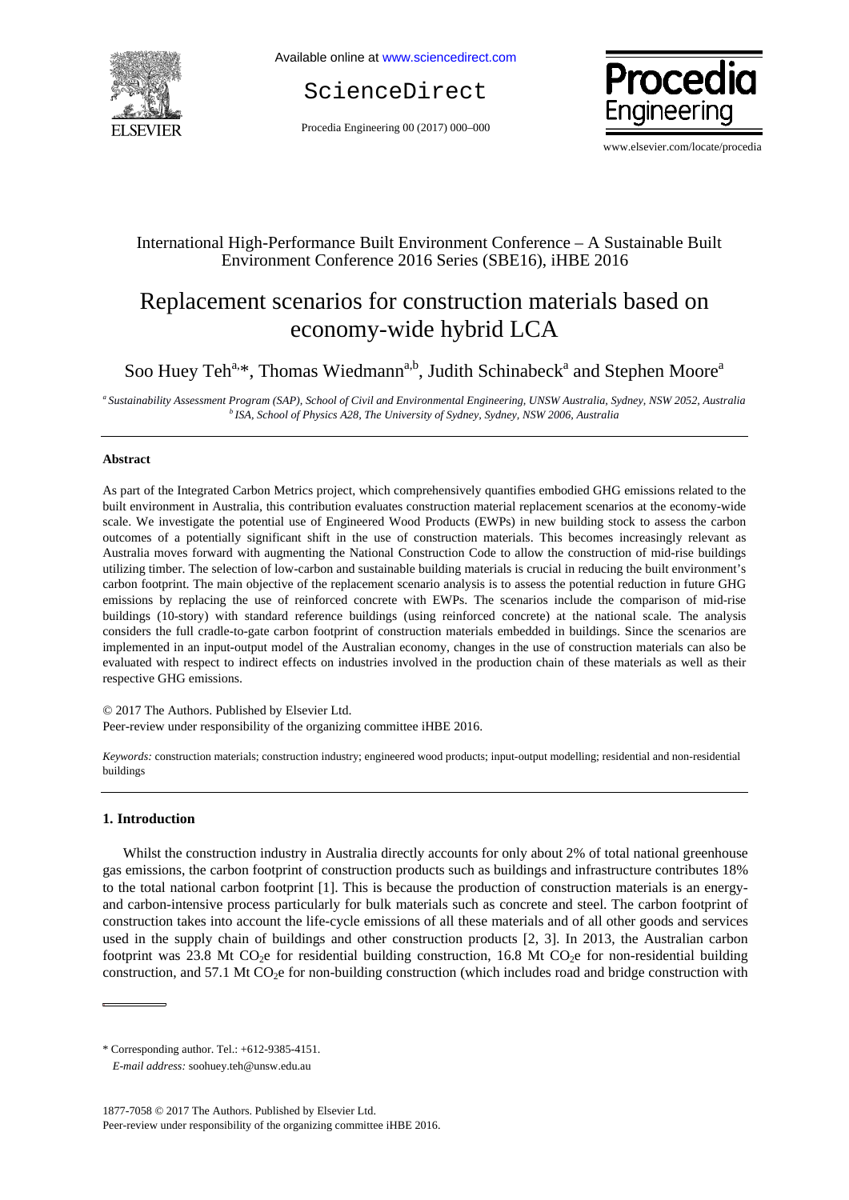International High-Performance Built Environment Conference – A Sustainable Built Environment Conference 2016 Series (SBE16), iHBE 2016

# Replacement scenarios for construction materials based on economy-wide hybrid LCA

Soo Huey Teh[a,*], Thomas Wiedmann[a,b], Judith Schinabeck[a] and Stephen Moore[a]

[a] *Sustainability Assessment Program (SAP), School of Civil and Environmental Engineering, UNSW Australia, Sydney, NSW 2052, Australia*
[b] *ISA, School of Physics A28, The University of Sydney, Sydney, NSW 2006, Australia*

---

**Abstract**

As part of the Integrated Carbon Metrics project, which comprehensively quantifies embodied GHG emissions related to the built environment in Australia, this contribution evaluates construction material replacement scenarios at the economy-wide scale. We investigate the potential use of Engineered Wood Products (EWPs) in new building stock to assess the carbon outcomes of a potentially significant shift in the use of construction materials. This becomes increasingly relevant as Australia moves forward with augmenting the National Construction Code to allow the construction of mid-rise buildings utilizing timber. The selection of low-carbon and sustainable building materials is crucial in reducing the built environment's carbon footprint. The main objective of the replacement scenario analysis is to assess the potential reduction in future GHG emissions by replacing the use of reinforced concrete with EWPs. The scenarios include the comparison of mid-rise buildings (10-story) with standard reference buildings (using reinforced concrete) at the national scale. The analysis considers the full cradle-to-gate carbon footprint of construction materials embedded in buildings. Since the scenarios are implemented in an input-output model of the Australian economy, changes in the use of construction materials can also be evaluated with respect to indirect effects on industries involved in the production chain of these materials as well as their respective GHG emissions.

© 2017 The Authors. Published by Elsevier Ltd.
Peer-review under responsibility of the organizing committee iHBE 2016.

*Keywords:* construction materials; construction industry; engineered wood products; input-output modelling; residential and non-residential buildings

---

## 1. Introduction

Whilst the construction industry in Australia directly accounts for only about 2% of total national greenhouse gas emissions, the carbon footprint of construction products such as buildings and infrastructure contributes 18% to the total national carbon footprint [1]. This is because the production of construction materials is an energy- and carbon-intensive process particularly for bulk materials such as concrete and steel. The carbon footprint of construction takes into account the life-cycle emissions of all these materials and of all other goods and services used in the supply chain of buildings and other construction products [2, 3]. In 2013, the Australian carbon footprint was 23.8 Mt $CO_2$e for residential building construction, 16.8 Mt $CO_2$e for non-residential building construction, and 57.1 Mt $CO_2$e for non-building construction (which includes road and bridge construction with

---

\* Corresponding author. Tel.: +612-9385-4151.
*E-mail address:* soohuey.teh@unsw.edu.au

1877-7058 © 2017 The Authors. Published by Elsevier Ltd.
Peer-review under responsibility of the organizing committee iHBE 2016.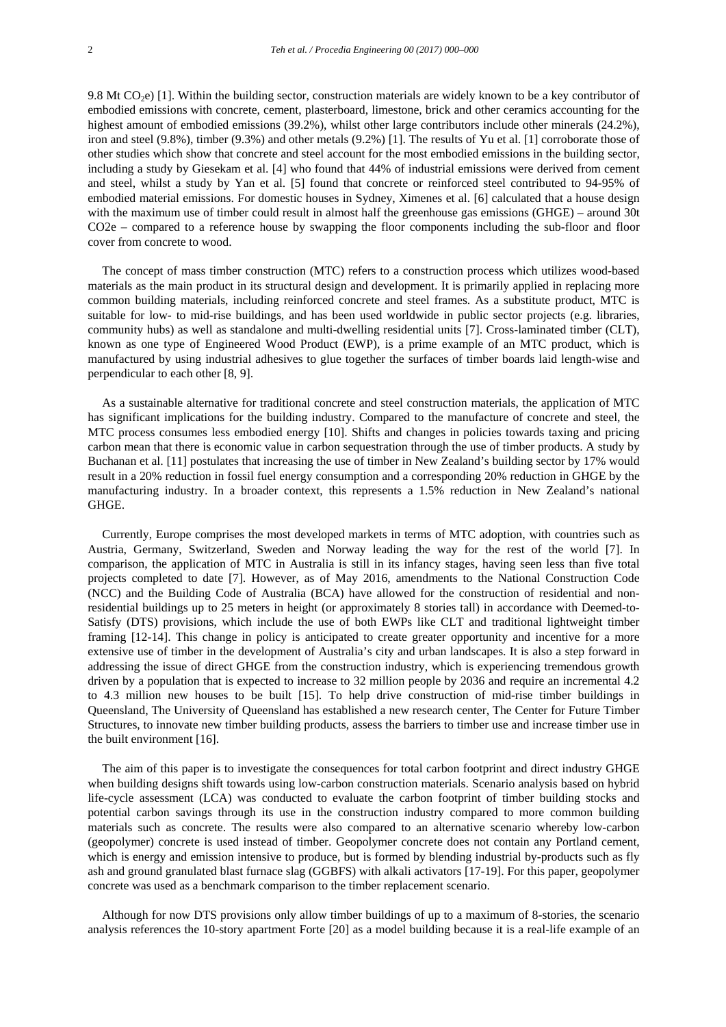9.8 Mt $CO_2$e) [1]. Within the building sector, construction materials are widely known to be a key contributor of embodied emissions with concrete, cement, plasterboard, limestone, brick and other ceramics accounting for the highest amount of embodied emissions (39.2%), whilst other large contributors include other minerals (24.2%), iron and steel (9.8%), timber (9.3%) and other metals (9.2%) [1]. The results of Yu et al. [1] corroborate those of other studies which show that concrete and steel account for the most embodied emissions in the building sector, including a study by Giesekam et al. [4] who found that 44% of industrial emissions were derived from cement and steel, whilst a study by Yan et al. [5] found that concrete or reinforced steel contributed to 94-95% of embodied material emissions. For domestic houses in Sydney, Ximenes et al. [6] calculated that a house design with the maximum use of timber could result in almost half the greenhouse gas emissions (GHGE) – around 30t CO2e – compared to a reference house by swapping the floor components including the sub-floor and floor cover from concrete to wood.

The concept of mass timber construction (MTC) refers to a construction process which utilizes wood-based materials as the main product in its structural design and development. It is primarily applied in replacing more common building materials, including reinforced concrete and steel frames. As a substitute product, MTC is suitable for low- to mid-rise buildings, and has been used worldwide in public sector projects (e.g. libraries, community hubs) as well as standalone and multi-dwelling residential units [7]. Cross-laminated timber (CLT), known as one type of Engineered Wood Product (EWP), is a prime example of an MTC product, which is manufactured by using industrial adhesives to glue together the surfaces of timber boards laid length-wise and perpendicular to each other [8, 9].

As a sustainable alternative for traditional concrete and steel construction materials, the application of MTC has significant implications for the building industry. Compared to the manufacture of concrete and steel, the MTC process consumes less embodied energy [10]. Shifts and changes in policies towards taxing and pricing carbon mean that there is economic value in carbon sequestration through the use of timber products. A study by Buchanan et al. [11] postulates that increasing the use of timber in New Zealand's building sector by 17% would result in a 20% reduction in fossil fuel energy consumption and a corresponding 20% reduction in GHGE by the manufacturing industry. In a broader context, this represents a 1.5% reduction in New Zealand's national GHGE.

Currently, Europe comprises the most developed markets in terms of MTC adoption, with countries such as Austria, Germany, Switzerland, Sweden and Norway leading the way for the rest of the world [7]. In comparison, the application of MTC in Australia is still in its infancy stages, having seen less than five total projects completed to date [7]. However, as of May 2016, amendments to the National Construction Code (NCC) and the Building Code of Australia (BCA) have allowed for the construction of residential and non-residential buildings up to 25 meters in height (or approximately 8 stories tall) in accordance with Deemed-to-Satisfy (DTS) provisions, which include the use of both EWPs like CLT and traditional lightweight timber framing [12-14]. This change in policy is anticipated to create greater opportunity and incentive for a more extensive use of timber in the development of Australia's city and urban landscapes. It is also a step forward in addressing the issue of direct GHGE from the construction industry, which is experiencing tremendous growth driven by a population that is expected to increase to 32 million people by 2036 and require an incremental 4.2 to 4.3 million new houses to be built [15]. To help drive construction of mid-rise timber buildings in Queensland, The University of Queensland has established a new research center, The Center for Future Timber Structures, to innovate new timber building products, assess the barriers to timber use and increase timber use in the built environment [16].

The aim of this paper is to investigate the consequences for total carbon footprint and direct industry GHGE when building designs shift towards using low-carbon construction materials. Scenario analysis based on hybrid life-cycle assessment (LCA) was conducted to evaluate the carbon footprint of timber building stocks and potential carbon savings through its use in the construction industry compared to more common building materials such as concrete. The results were also compared to an alternative scenario whereby low-carbon (geopolymer) concrete is used instead of timber. Geopolymer concrete does not contain any Portland cement, which is energy and emission intensive to produce, but is formed by blending industrial by-products such as fly ash and ground granulated blast furnace slag (GGBFS) with alkali activators [17-19]. For this paper, geopolymer concrete was used as a benchmark comparison to the timber replacement scenario.

Although for now DTS provisions only allow timber buildings of up to a maximum of 8-stories, the scenario analysis references the 10-story apartment Forte [20] as a model building because it is a real-life example of an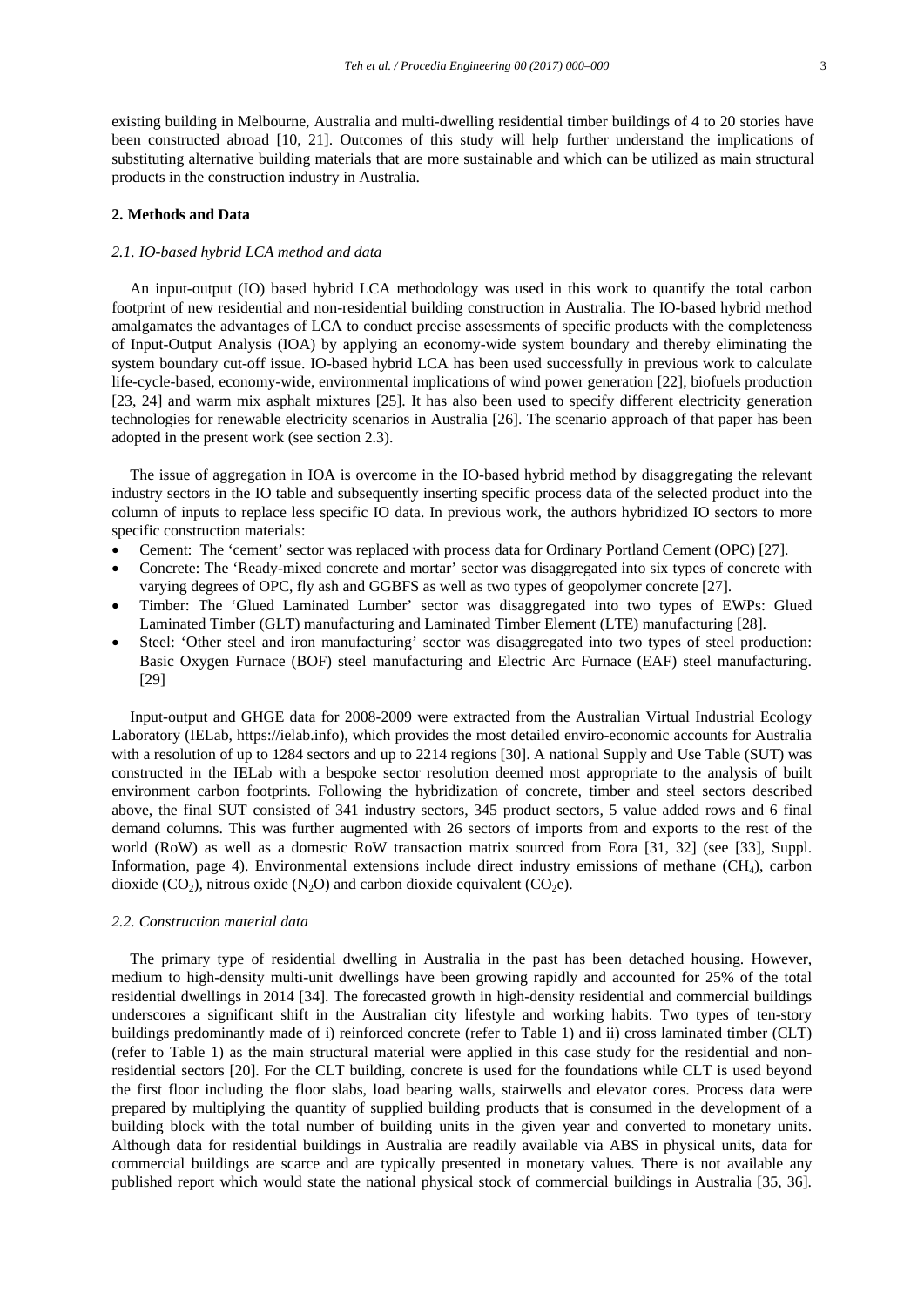existing building in Melbourne, Australia and multi-dwelling residential timber buildings of 4 to 20 stories have been constructed abroad [10, 21]. Outcomes of this study will help further understand the implications of substituting alternative building materials that are more sustainable and which can be utilized as main structural products in the construction industry in Australia.

## 2. Methods and Data

### *2.1. IO-based hybrid LCA method and data*

An input-output (IO) based hybrid LCA methodology was used in this work to quantify the total carbon footprint of new residential and non-residential building construction in Australia. The IO-based hybrid method amalgamates the advantages of LCA to conduct precise assessments of specific products with the completeness of Input-Output Analysis (IOA) by applying an economy-wide system boundary and thereby eliminating the system boundary cut-off issue. IO-based hybrid LCA has been used successfully in previous work to calculate life-cycle-based, economy-wide, environmental implications of wind power generation [22], biofuels production [23, 24] and warm mix asphalt mixtures [25]. It has also been used to specify different electricity generation technologies for renewable electricity scenarios in Australia [26]. The scenario approach of that paper has been adopted in the present work (see section 2.3).

The issue of aggregation in IOA is overcome in the IO-based hybrid method by disaggregating the relevant industry sectors in the IO table and subsequently inserting specific process data of the selected product into the column of inputs to replace less specific IO data. In previous work, the authors hybridized IO sectors to more specific construction materials:

- Cement: The 'cement' sector was replaced with process data for Ordinary Portland Cement (OPC) [27].
- Concrete: The 'Ready-mixed concrete and mortar' sector was disaggregated into six types of concrete with varying degrees of OPC, fly ash and GGBFS as well as two types of geopolymer concrete [27].
- Timber: The 'Glued Laminated Lumber' sector was disaggregated into two types of EWPs: Glued Laminated Timber (GLT) manufacturing and Laminated Timber Element (LTE) manufacturing [28].
- Steel: 'Other steel and iron manufacturing' sector was disaggregated into two types of steel production: Basic Oxygen Furnace (BOF) steel manufacturing and Electric Arc Furnace (EAF) steel manufacturing. [29]

Input-output and GHGE data for 2008-2009 were extracted from the Australian Virtual Industrial Ecology Laboratory (IELab, https://ielab.info), which provides the most detailed enviro-economic accounts for Australia with a resolution of up to 1284 sectors and up to 2214 regions [30]. A national Supply and Use Table (SUT) was constructed in the IELab with a bespoke sector resolution deemed most appropriate to the analysis of built environment carbon footprints. Following the hybridization of concrete, timber and steel sectors described above, the final SUT consisted of 341 industry sectors, 345 product sectors, 5 value added rows and 6 final demand columns. This was further augmented with 26 sectors of imports from and exports to the rest of the world (RoW) as well as a domestic RoW transaction matrix sourced from Eora [31, 32] (see [33], Suppl. Information, page 4). Environmental extensions include direct industry emissions of methane ($CH_4$), carbon dioxide ($CO_2$), nitrous oxide ($N_2O$) and carbon dioxide equivalent ($CO_2e$).

### *2.2. Construction material data*

The primary type of residential dwelling in Australia in the past has been detached housing. However, medium to high-density multi-unit dwellings have been growing rapidly and accounted for 25% of the total residential dwellings in 2014 [34]. The forecasted growth in high-density residential and commercial buildings underscores a significant shift in the Australian city lifestyle and working habits. Two types of ten-story buildings predominantly made of i) reinforced concrete (refer to Table 1) and ii) cross laminated timber (CLT) (refer to Table 1) as the main structural material were applied in this case study for the residential and non-residential sectors [20]. For the CLT building, concrete is used for the foundations while CLT is used beyond the first floor including the floor slabs, load bearing walls, stairwells and elevator cores. Process data were prepared by multiplying the quantity of supplied building products that is consumed in the development of a building block with the total number of building units in the given year and converted to monetary units. Although data for residential buildings in Australia are readily available via ABS in physical units, data for commercial buildings are scarce and are typically presented in monetary values. There is not available any published report which would state the national physical stock of commercial buildings in Australia [35, 36].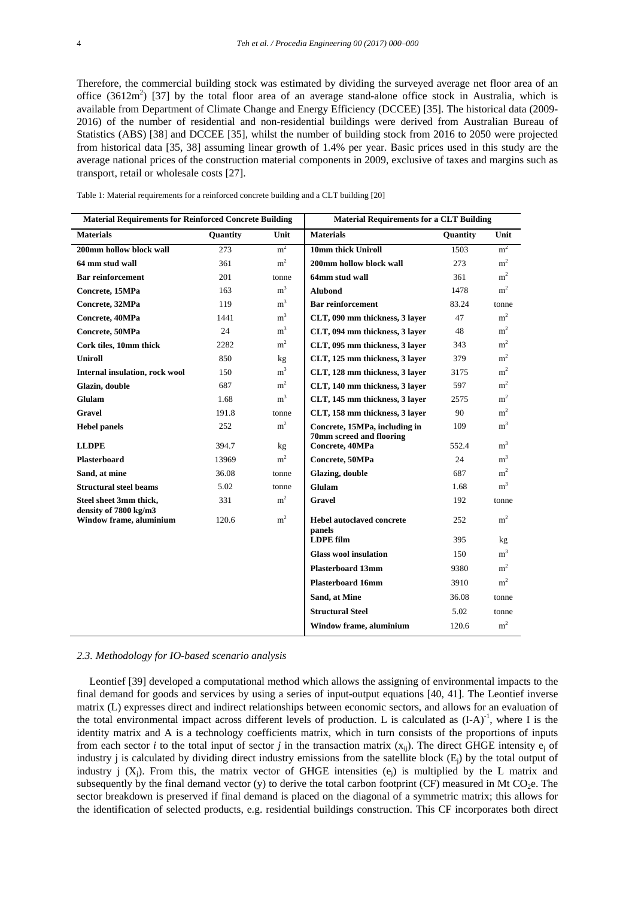Therefore, the commercial building stock was estimated by dividing the surveyed average net floor area of an office (3612m$^2$) [37] by the total floor area of an average stand-alone office stock in Australia, which is available from Department of Climate Change and Energy Efficiency (DCCEE) [35]. The historical data (2009-2016) of the number of residential and non-residential buildings were derived from Australian Bureau of Statistics (ABS) [38] and DCCEE [35], whilst the number of building stock from 2016 to 2050 were projected from historical data [35, 38] assuming linear growth of 1.4% per year. Basic prices used in this study are the average national prices of the construction material components in 2009, exclusive of taxes and margins such as transport, retail or wholesale costs [27].

Table 1: Material requirements for a reinforced concrete building and a CLT building [20]

| Material Requirements for Reinforced Concrete Building | | | Material Requirements for a CLT Building | | |
|---|---|---|---|---|---|
| **Materials** | **Quantity** | **Unit** | **Materials** | **Quantity** | **Unit** |
| **200mm hollow block wall** | 273 | m$^2$ | **10mm thick Uniroll** | 1503 | m$^2$ |
| **64 mm stud wall** | 361 | m$^2$ | **200mm hollow block wall** | 273 | m$^2$ |
| **Bar reinforcement** | 201 | tonne | **64mm stud wall** | 361 | m$^2$ |
| **Concrete, 15MPa** | 163 | m$^3$ | **Alubond** | 1478 | m$^2$ |
| **Concrete, 32MPa** | 119 | m$^3$ | **Bar reinforcement** | 83.24 | tonne |
| **Concrete, 40MPa** | 1441 | m$^3$ | **CLT, 090 mm thickness, 3 layer** | 47 | m$^2$ |
| **Concrete, 50MPa** | 24 | m$^3$ | **CLT, 094 mm thickness, 3 layer** | 48 | m$^2$ |
| **Cork tiles, 10mm thick** | 2282 | m$^2$ | **CLT, 095 mm thickness, 3 layer** | 343 | m$^2$ |
| **Uniroll** | 850 | kg | **CLT, 125 mm thickness, 3 layer** | 379 | m$^2$ |
| **Internal insulation, rock wool** | 150 | m$^3$ | **CLT, 128 mm thickness, 3 layer** | 3175 | m$^2$ |
| **Glazin, double** | 687 | m$^2$ | **CLT, 140 mm thickness, 3 layer** | 597 | m$^2$ |
| **Glulam** | 1.68 | m$^3$ | **CLT, 145 mm thickness, 3 layer** | 2575 | m$^2$ |
| **Gravel** | 191.8 | tonne | **CLT, 158 mm thickness, 3 layer** | 90 | m$^2$ |
| **Hebel panels** | 252 | m$^2$ | **Concrete, 15MPa, including in 70mm screed and flooring** | 109 | m$^3$ |
| **LLDPE** | 394.7 | kg | **Concrete, 40MPa** | 552.4 | m$^3$ |
| **Plasterboard** | 13969 | m$^2$ | **Concrete, 50MPa** | 24 | m$^3$ |
| **Sand, at mine** | 36.08 | tonne | **Glazing, double** | 687 | m$^2$ |
| **Structural steel beams** | 5.02 | tonne | **Glulam** | 1.68 | m$^3$ |
| **Steel sheet 3mm thick, density of 7800 kg/m3** | 331 | m$^2$ | **Gravel** | 192 | tonne |
| **Window frame, aluminium** | 120.6 | m$^2$ | **Hebel autoclaved concrete panels** | 252 | m$^2$ |
| | | | **LDPE film** | 395 | kg |
| | | | **Glass wool insulation** | 150 | m$^3$ |
| | | | **Plasterboard 13mm** | 9380 | m$^2$ |
| | | | **Plasterboard 16mm** | 3910 | m$^2$ |
| | | | **Sand, at Mine** | 36.08 | tonne |
| | | | **Structural Steel** | 5.02 | tonne |
| | | | **Window frame, aluminium** | 120.6 | m$^2$ |

### *2.3. Methodology for IO-based scenario analysis*

Leontief [39] developed a computational method which allows the assigning of environmental impacts to the final demand for goods and services by using a series of input-output equations [40, 41]. The Leontief inverse matrix (L) expresses direct and indirect relationships between economic sectors, and allows for an evaluation of the total environmental impact across different levels of production. L is calculated as $(I-A)^{-1}$, where I is the identity matrix and A is a technology coefficients matrix, which in turn consists of the proportions of inputs from each sector *i* to the total input of sector *j* in the transaction matrix ($x_{ij}$). The direct GHGE intensity $e_j$ of industry j is calculated by dividing direct industry emissions from the satellite block ($E_j$) by the total output of industry j ($X_j$). From this, the matrix vector of GHGE intensities ($e_j$) is multiplied by the L matrix and subsequently by the final demand vector (y) to derive the total carbon footprint (CF) measured in Mt $CO_2$e. The sector breakdown is preserved if final demand is placed on the diagonal of a symmetric matrix; this allows for the identification of selected products, e.g. residential buildings construction. This CF incorporates both direct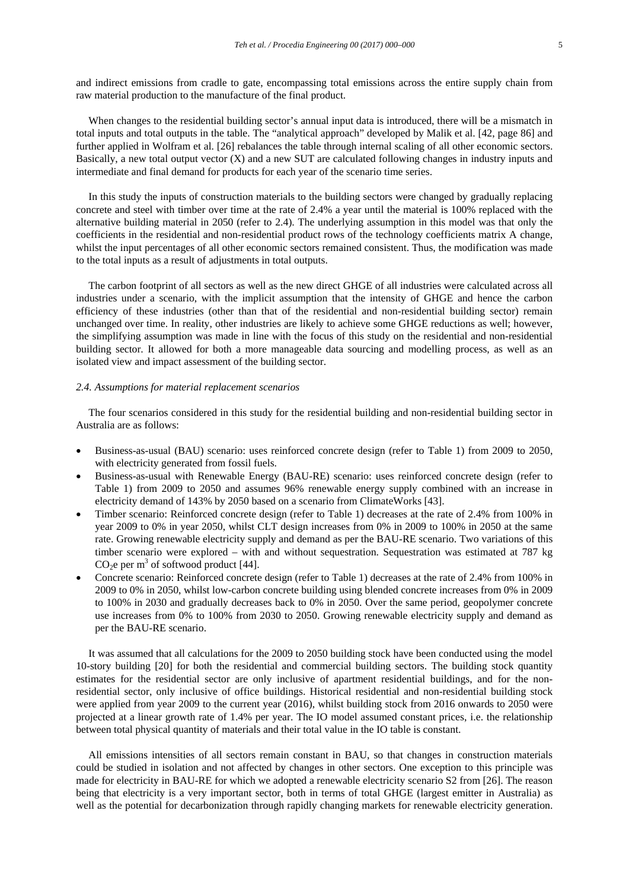and indirect emissions from cradle to gate, encompassing total emissions across the entire supply chain from raw material production to the manufacture of the final product.

When changes to the residential building sector's annual input data is introduced, there will be a mismatch in total inputs and total outputs in the table. The "analytical approach" developed by Malik et al. [42, page 86] and further applied in Wolfram et al. [26] rebalances the table through internal scaling of all other economic sectors. Basically, a new total output vector (X) and a new SUT are calculated following changes in industry inputs and intermediate and final demand for products for each year of the scenario time series.

In this study the inputs of construction materials to the building sectors were changed by gradually replacing concrete and steel with timber over time at the rate of 2.4% a year until the material is 100% replaced with the alternative building material in 2050 (refer to 2.4). The underlying assumption in this model was that only the coefficients in the residential and non-residential product rows of the technology coefficients matrix A change, whilst the input percentages of all other economic sectors remained consistent. Thus, the modification was made to the total inputs as a result of adjustments in total outputs.

The carbon footprint of all sectors as well as the new direct GHGE of all industries were calculated across all industries under a scenario, with the implicit assumption that the intensity of GHGE and hence the carbon efficiency of these industries (other than that of the residential and non-residential building sector) remain unchanged over time. In reality, other industries are likely to achieve some GHGE reductions as well; however, the simplifying assumption was made in line with the focus of this study on the residential and non-residential building sector. It allowed for both a more manageable data sourcing and modelling process, as well as an isolated view and impact assessment of the building sector.

### *2.4. Assumptions for material replacement scenarios*

The four scenarios considered in this study for the residential building and non-residential building sector in Australia are as follows:

- Business-as-usual (BAU) scenario: uses reinforced concrete design (refer to Table 1) from 2009 to 2050, with electricity generated from fossil fuels.
- Business-as-usual with Renewable Energy (BAU-RE) scenario: uses reinforced concrete design (refer to Table 1) from 2009 to 2050 and assumes 96% renewable energy supply combined with an increase in electricity demand of 143% by 2050 based on a scenario from ClimateWorks [43].
- Timber scenario: Reinforced concrete design (refer to Table 1) decreases at the rate of 2.4% from 100% in year 2009 to 0% in year 2050, whilst CLT design increases from 0% in 2009 to 100% in 2050 at the same rate. Growing renewable electricity supply and demand as per the BAU-RE scenario. Two variations of this timber scenario were explored – with and without sequestration. Sequestration was estimated at 787 kg $CO_2$e per $m^3$ of softwood product [44].
- Concrete scenario: Reinforced concrete design (refer to Table 1) decreases at the rate of 2.4% from 100% in 2009 to 0% in 2050, whilst low-carbon concrete building using blended concrete increases from 0% in 2009 to 100% in 2030 and gradually decreases back to 0% in 2050. Over the same period, geopolymer concrete use increases from 0% to 100% from 2030 to 2050. Growing renewable electricity supply and demand as per the BAU-RE scenario.

It was assumed that all calculations for the 2009 to 2050 building stock have been conducted using the model 10-story building [20] for both the residential and commercial building sectors. The building stock quantity estimates for the residential sector are only inclusive of apartment residential buildings, and for the non-residential sector, only inclusive of office buildings. Historical residential and non-residential building stock were applied from year 2009 to the current year (2016), whilst building stock from 2016 onwards to 2050 were projected at a linear growth rate of 1.4% per year. The IO model assumed constant prices, i.e. the relationship between total physical quantity of materials and their total value in the IO table is constant.

All emissions intensities of all sectors remain constant in BAU, so that changes in construction materials could be studied in isolation and not affected by changes in other sectors. One exception to this principle was made for electricity in BAU-RE for which we adopted a renewable electricity scenario S2 from [26]. The reason being that electricity is a very important sector, both in terms of total GHGE (largest emitter in Australia) as well as the potential for decarbonization through rapidly changing markets for renewable electricity generation.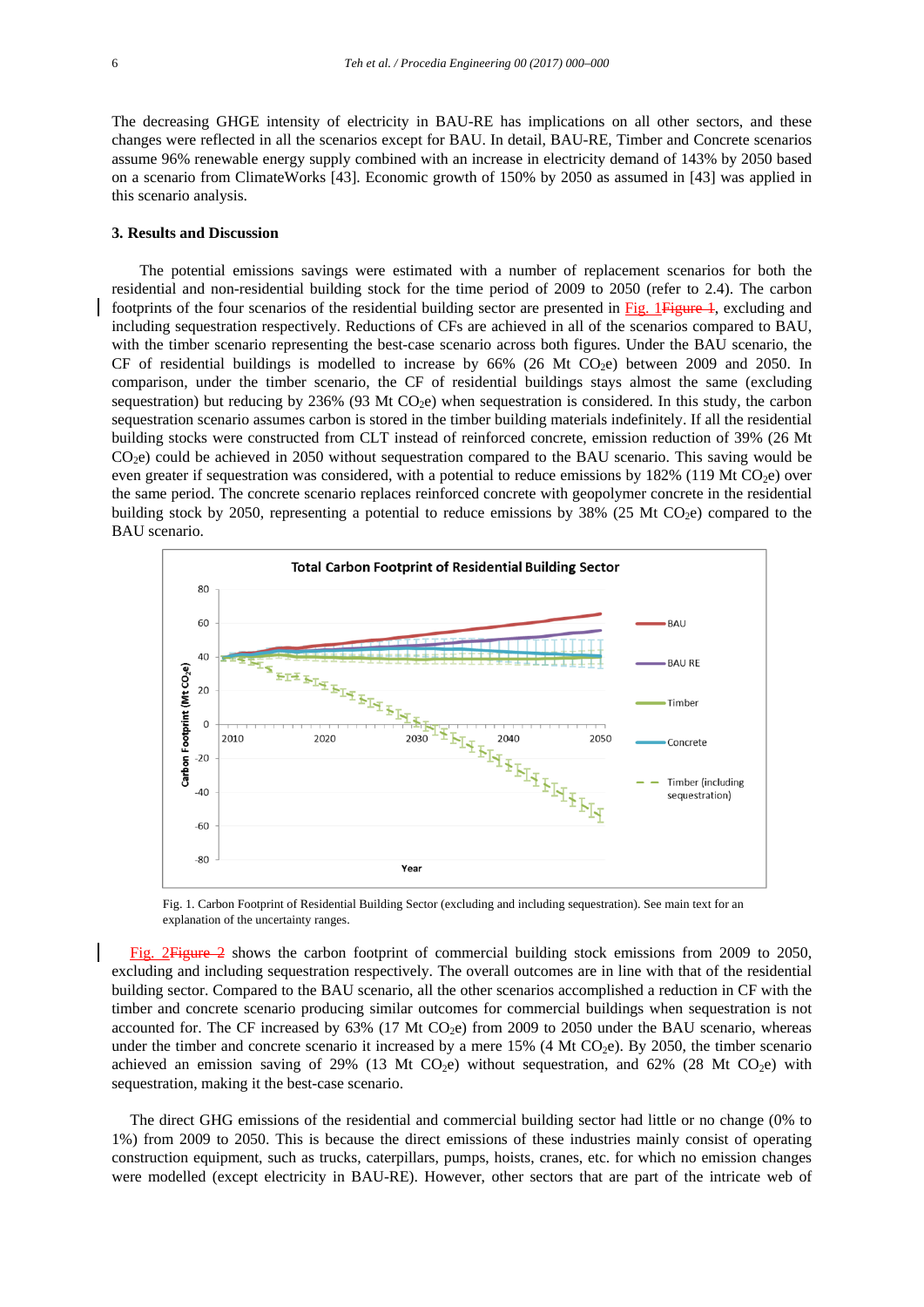The decreasing GHGE intensity of electricity in BAU-RE has implications on all other sectors, and these changes were reflected in all the scenarios except for BAU. In detail, BAU-RE, Timber and Concrete scenarios assume 96% renewable energy supply combined with an increase in electricity demand of 143% by 2050 based on a scenario from ClimateWorks [43]. Economic growth of 150% by 2050 as assumed in [43] was applied in this scenario analysis.

## 3. Results and Discussion

The potential emissions savings were estimated with a number of replacement scenarios for both the residential and non-residential building stock for the time period of 2009 to 2050 (refer to 2.4). The carbon footprints of the four scenarios of the residential building sector are presented in Fig. 1~~Figure 1~~, excluding and including sequestration respectively. Reductions of CFs are achieved in all of the scenarios compared to BAU, with the timber scenario representing the best-case scenario across both figures. Under the BAU scenario, the CF of residential buildings is modelled to increase by 66% (26 Mt $CO_2$e) between 2009 and 2050. In comparison, under the timber scenario, the CF of residential buildings stays almost the same (excluding sequestration) but reducing by 236% (93 Mt $CO_2$e) when sequestration is considered. In this study, the carbon sequestration scenario assumes carbon is stored in the timber building materials indefinitely. If all the residential building stocks were constructed from CLT instead of reinforced concrete, emission reduction of 39% (26 Mt $CO_2$e) could be achieved in 2050 without sequestration compared to the BAU scenario. This saving would be even greater if sequestration was considered, with a potential to reduce emissions by 182% (119 Mt $CO_2$e) over the same period. The concrete scenario replaces reinforced concrete with geopolymer concrete in the residential building stock by 2050, representing a potential to reduce emissions by 38% (25 Mt $CO_2$e) compared to the BAU scenario.

Total Carbon Footprint of Residential Building Sector

80
60
40
20
0
-20
-40
-60
-80

Carbon Footprint (Mt $CO_2$e)

2010
2020
2030
2040
2050

Year

BAU
BAU RE
Timber
Concrete
Timber (including sequestration)

Fig. 1. Carbon Footprint of Residential Building Sector (excluding and including sequestration). See main text for an explanation of the uncertainty ranges.

Fig. 2~~Figure 2~~ shows the carbon footprint of commercial building stock emissions from 2009 to 2050, excluding and including sequestration respectively. The overall outcomes are in line with that of the residential building sector. Compared to the BAU scenario, all the other scenarios accomplished a reduction in CF with the timber and concrete scenario producing similar outcomes for commercial buildings when sequestration is not accounted for. The CF increased by 63% (17 Mt $CO_2$e) from 2009 to 2050 under the BAU scenario, whereas under the timber and concrete scenario it increased by a mere 15% (4 Mt $CO_2$e). By 2050, the timber scenario achieved an emission saving of 29% (13 Mt $CO_2$e) without sequestration, and 62% (28 Mt $CO_2$e) with sequestration, making it the best-case scenario.

The direct GHG emissions of the residential and commercial building sector had little or no change (0% to 1%) from 2009 to 2050. This is because the direct emissions of these industries mainly consist of operating construction equipment, such as trucks, caterpillars, pumps, hoists, cranes, etc. for which no emission changes were modelled (except electricity in BAU-RE). However, other sectors that are part of the intricate web of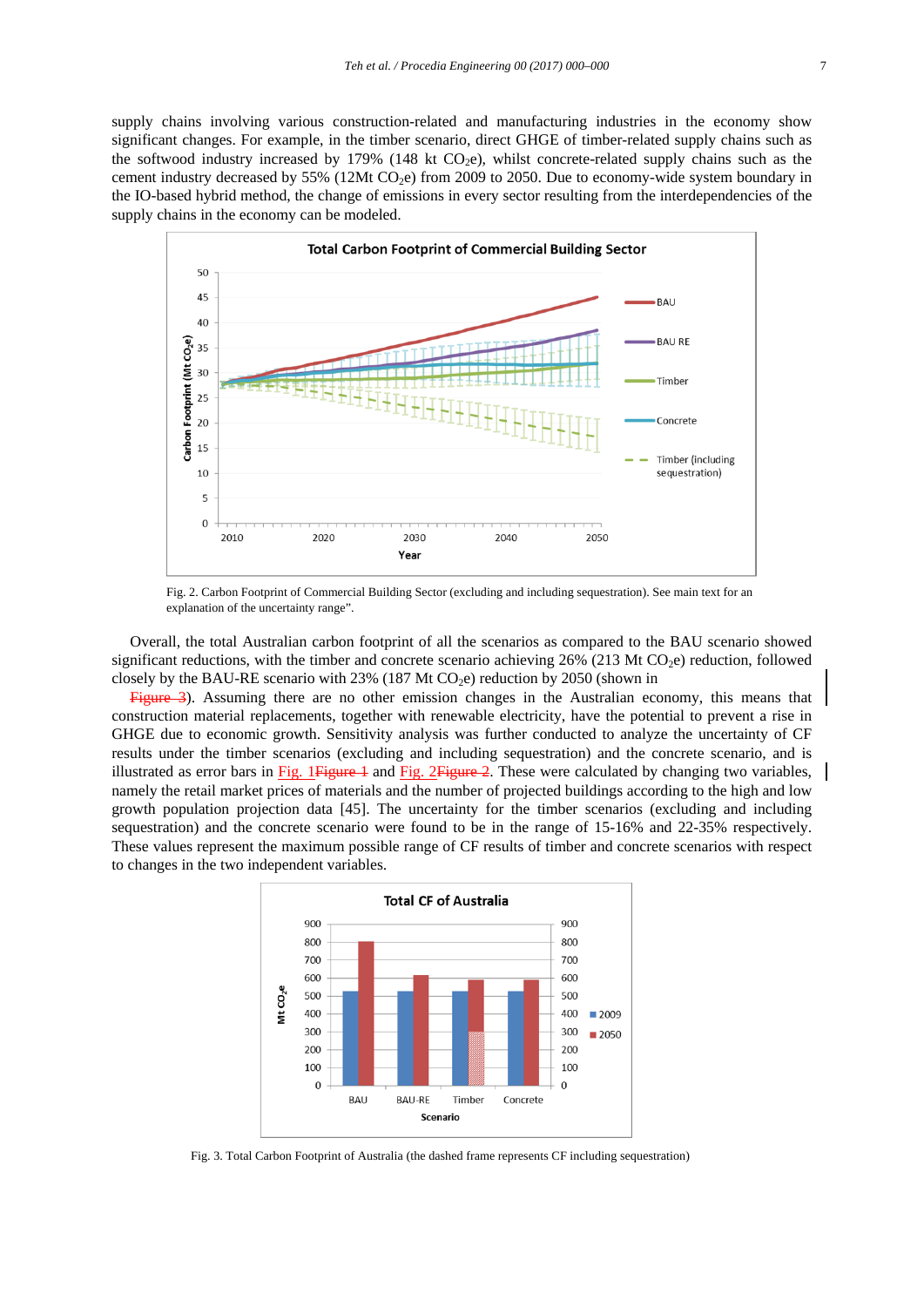supply chains involving various construction-related and manufacturing industries in the economy show significant changes. For example, in the timber scenario, direct GHGE of timber-related supply chains such as the softwood industry increased by 179% (148 kt $CO_2$e), whilst concrete-related supply chains such as the cement industry decreased by 55% (12Mt $CO_2$e) from 2009 to 2050. Due to economy-wide system boundary in the IO-based hybrid method, the change of emissions in every sector resulting from the interdependencies of the supply chains in the economy can be modeled.

Total Carbon Footprint of Commercial Building Sector

Carbon Footprint (Mt $CO_2$e)

50
45
40
35
30
25
20
15
10
5
0

2010
2020
2030
2040
2050

Year

BAU
BAU RE
Timber
Concrete
Timber (including sequestration)

Fig. 2. Carbon Footprint of Commercial Building Sector (excluding and including sequestration). See main text for an explanation of the uncertainty range".

Overall, the total Australian carbon footprint of all the scenarios as compared to the BAU scenario showed significant reductions, with the timber and concrete scenario achieving 26% (213 Mt $CO_2$e) reduction, followed closely by the BAU-RE scenario with 23% (187 Mt $CO_2$e) reduction by 2050 (shown in Figure 3). Assuming there are no other emission changes in the Australian economy, this means that construction material replacements, together with renewable electricity, have the potential to prevent a rise in GHGE due to economic growth. Sensitivity analysis was further conducted to analyze the uncertainty of CF results under the timber scenarios (excluding and including sequestration) and the concrete scenario, and is illustrated as error bars in Fig. 1Figure 1 and Fig. 2Figure 2. These were calculated by changing two variables, namely the retail market prices of materials and the number of projected buildings according to the high and low growth population projection data [45]. The uncertainty for the timber scenarios (excluding and including sequestration) and the concrete scenario were found to be in the range of 15-16% and 22-35% respectively. These values represent the maximum possible range of CF results of timber and concrete scenarios with respect to changes in the two independent variables.

Total CF of Australia

Mt $CO_2$e

900
800
700
600
500
400
300
200
100
0

BAU
BAU-RE
Timber
Concrete

Scenario

2009
2050

Fig. 3. Total Carbon Footprint of Australia (the dashed frame represents CF including sequestration)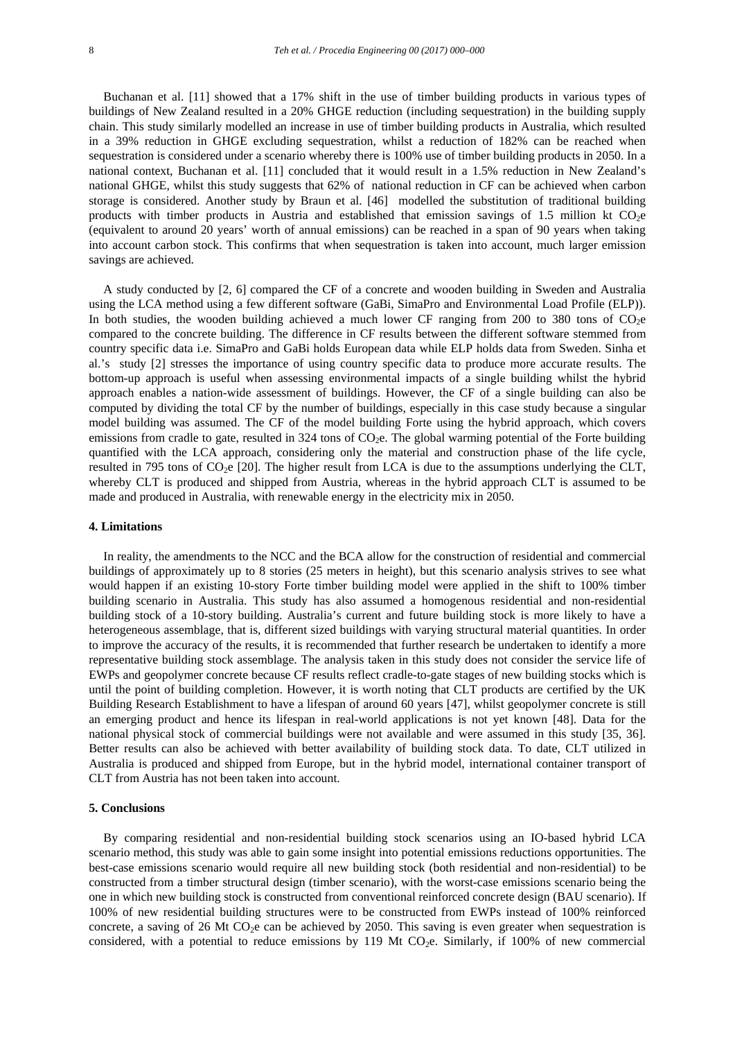Buchanan et al. [11] showed that a 17% shift in the use of timber building products in various types of buildings of New Zealand resulted in a 20% GHGE reduction (including sequestration) in the building supply chain. This study similarly modelled an increase in use of timber building products in Australia, which resulted in a 39% reduction in GHGE excluding sequestration, whilst a reduction of 182% can be reached when sequestration is considered under a scenario whereby there is 100% use of timber building products in 2050. In a national context, Buchanan et al. [11] concluded that it would result in a 1.5% reduction in New Zealand's national GHGE, whilst this study suggests that 62% of national reduction in CF can be achieved when carbon storage is considered. Another study by Braun et al. [46] modelled the substitution of traditional building products with timber products in Austria and established that emission savings of 1.5 million kt $CO_2e$ (equivalent to around 20 years' worth of annual emissions) can be reached in a span of 90 years when taking into account carbon stock. This confirms that when sequestration is taken into account, much larger emission savings are achieved.

A study conducted by [2, 6] compared the CF of a concrete and wooden building in Sweden and Australia using the LCA method using a few different software (GaBi, SimaPro and Environmental Load Profile (ELP)). In both studies, the wooden building achieved a much lower CF ranging from 200 to 380 tons of $CO_2e$ compared to the concrete building. The difference in CF results between the different software stemmed from country specific data i.e. SimaPro and GaBi holds European data while ELP holds data from Sweden. Sinha et al.'s study [2] stresses the importance of using country specific data to produce more accurate results. The bottom-up approach is useful when assessing environmental impacts of a single building whilst the hybrid approach enables a nation-wide assessment of buildings. However, the CF of a single building can also be computed by dividing the total CF by the number of buildings, especially in this case study because a singular model building was assumed. The CF of the model building Forte using the hybrid approach, which covers emissions from cradle to gate, resulted in 324 tons of $CO_2e$. The global warming potential of the Forte building quantified with the LCA approach, considering only the material and construction phase of the life cycle, resulted in 795 tons of $CO_2e$ [20]. The higher result from LCA is due to the assumptions underlying the CLT, whereby CLT is produced and shipped from Austria, whereas in the hybrid approach CLT is assumed to be made and produced in Australia, with renewable energy in the electricity mix in 2050.

## 4. Limitations

In reality, the amendments to the NCC and the BCA allow for the construction of residential and commercial buildings of approximately up to 8 stories (25 meters in height), but this scenario analysis strives to see what would happen if an existing 10-story Forte timber building model were applied in the shift to 100% timber building scenario in Australia. This study has also assumed a homogenous residential and non-residential building stock of a 10-story building. Australia's current and future building stock is more likely to have a heterogeneous assemblage, that is, different sized buildings with varying structural material quantities. In order to improve the accuracy of the results, it is recommended that further research be undertaken to identify a more representative building stock assemblage. The analysis taken in this study does not consider the service life of EWPs and geopolymer concrete because CF results reflect cradle-to-gate stages of new building stocks which is until the point of building completion. However, it is worth noting that CLT products are certified by the UK Building Research Establishment to have a lifespan of around 60 years [47], whilst geopolymer concrete is still an emerging product and hence its lifespan in real-world applications is not yet known [48]. Data for the national physical stock of commercial buildings were not available and were assumed in this study [35, 36]. Better results can also be achieved with better availability of building stock data. To date, CLT utilized in Australia is produced and shipped from Europe, but in the hybrid model, international container transport of CLT from Austria has not been taken into account.

## 5. Conclusions

By comparing residential and non-residential building stock scenarios using an IO-based hybrid LCA scenario method, this study was able to gain some insight into potential emissions reductions opportunities. The best-case emissions scenario would require all new building stock (both residential and non-residential) to be constructed from a timber structural design (timber scenario), with the worst-case emissions scenario being the one in which new building stock is constructed from conventional reinforced concrete design (BAU scenario). If 100% of new residential building structures were to be constructed from EWPs instead of 100% reinforced concrete, a saving of 26 Mt $CO_2e$ can be achieved by 2050. This saving is even greater when sequestration is considered, with a potential to reduce emissions by 119 Mt $CO_2e$. Similarly, if 100% of new commercial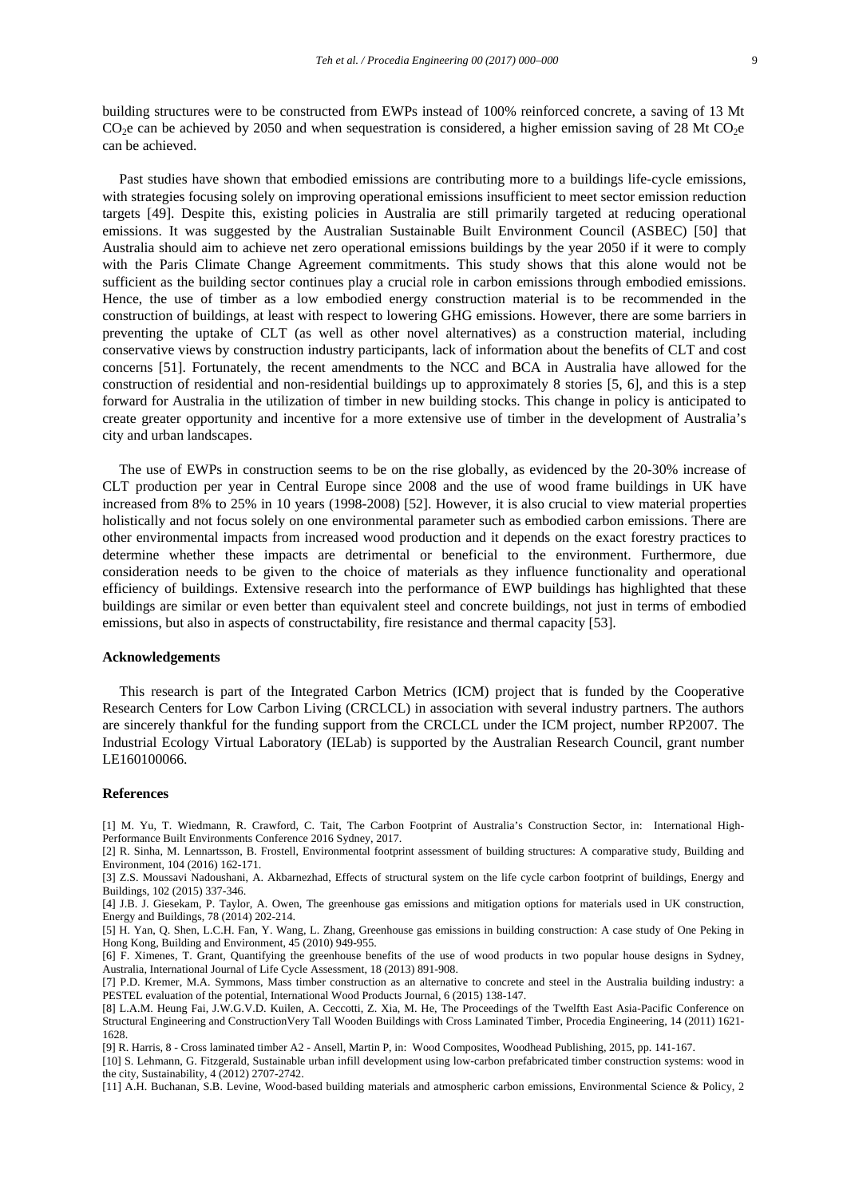building structures were to be constructed from EWPs instead of 100% reinforced concrete, a saving of 13 Mt $CO_2$e can be achieved by 2050 and when sequestration is considered, a higher emission saving of 28 Mt $CO_2$e can be achieved.

Past studies have shown that embodied emissions are contributing more to a buildings life-cycle emissions, with strategies focusing solely on improving operational emissions insufficient to meet sector emission reduction targets [49]. Despite this, existing policies in Australia are still primarily targeted at reducing operational emissions. It was suggested by the Australian Sustainable Built Environment Council (ASBEC) [50] that Australia should aim to achieve net zero operational emissions buildings by the year 2050 if it were to comply with the Paris Climate Change Agreement commitments. This study shows that this alone would not be sufficient as the building sector continues play a crucial role in carbon emissions through embodied emissions. Hence, the use of timber as a low embodied energy construction material is to be recommended in the construction of buildings, at least with respect to lowering GHG emissions. However, there are some barriers in preventing the uptake of CLT (as well as other novel alternatives) as a construction material, including conservative views by construction industry participants, lack of information about the benefits of CLT and cost concerns [51]. Fortunately, the recent amendments to the NCC and BCA in Australia have allowed for the construction of residential and non-residential buildings up to approximately 8 stories [5, 6], and this is a step forward for Australia in the utilization of timber in new building stocks. This change in policy is anticipated to create greater opportunity and incentive for a more extensive use of timber in the development of Australia's city and urban landscapes.

The use of EWPs in construction seems to be on the rise globally, as evidenced by the 20-30% increase of CLT production per year in Central Europe since 2008 and the use of wood frame buildings in UK have increased from 8% to 25% in 10 years (1998-2008) [52]. However, it is also crucial to view material properties holistically and not focus solely on one environmental parameter such as embodied carbon emissions. There are other environmental impacts from increased wood production and it depends on the exact forestry practices to determine whether these impacts are detrimental or beneficial to the environment. Furthermore, due consideration needs to be given to the choice of materials as they influence functionality and operational efficiency of buildings. Extensive research into the performance of EWP buildings has highlighted that these buildings are similar or even better than equivalent steel and concrete buildings, not just in terms of embodied emissions, but also in aspects of constructability, fire resistance and thermal capacity [53].

## Acknowledgements

This research is part of the Integrated Carbon Metrics (ICM) project that is funded by the Cooperative Research Centers for Low Carbon Living (CRCLCL) in association with several industry partners. The authors are sincerely thankful for the funding support from the CRCLCL under the ICM project, number RP2007. The Industrial Ecology Virtual Laboratory (IELab) is supported by the Australian Research Council, grant number LE160100066.

## References

[1] M. Yu, T. Wiedmann, R. Crawford, C. Tait, The Carbon Footprint of Australia's Construction Sector, in: International High-Performance Built Environments Conference 2016 Sydney, 2017.

[2] R. Sinha, M. Lennartsson, B. Frostell, Environmental footprint assessment of building structures: A comparative study, Building and Environment, 104 (2016) 162-171.

[3] Z.S. Moussavi Nadoushani, A. Akbarnezhad, Effects of structural system on the life cycle carbon footprint of buildings, Energy and Buildings, 102 (2015) 337-346.

[4] J.B. J. Giesekam, P. Taylor, A. Owen, The greenhouse gas emissions and mitigation options for materials used in UK construction, Energy and Buildings, 78 (2014) 202-214.

[5] H. Yan, Q. Shen, L.C.H. Fan, Y. Wang, L. Zhang, Greenhouse gas emissions in building construction: A case study of One Peking in Hong Kong, Building and Environment, 45 (2010) 949-955.

[6] F. Ximenes, T. Grant, Quantifying the greenhouse benefits of the use of wood products in two popular house designs in Sydney, Australia, International Journal of Life Cycle Assessment, 18 (2013) 891-908.

[7] P.D. Kremer, M.A. Symmons, Mass timber construction as an alternative to concrete and steel in the Australia building industry: a PESTEL evaluation of the potential, International Wood Products Journal, 6 (2015) 138-147.

[8] L.A.M. Heung Fai, J.W.G.V.D. Kuilen, A. Ceccotti, Z. Xia, M. He, The Proceedings of the Twelfth East Asia-Pacific Conference on Structural Engineering and ConstructionVery Tall Wooden Buildings with Cross Laminated Timber, Procedia Engineering, 14 (2011) 1621-1628.

[9] R. Harris, 8 - Cross laminated timber A2 - Ansell, Martin P, in: Wood Composites, Woodhead Publishing, 2015, pp. 141-167.

[10] S. Lehmann, G. Fitzgerald, Sustainable urban infill development using low-carbon prefabricated timber construction systems: wood in the city, Sustainability, 4 (2012) 2707-2742.

[11] A.H. Buchanan, S.B. Levine, Wood-based building materials and atmospheric carbon emissions, Environmental Science & Policy, 2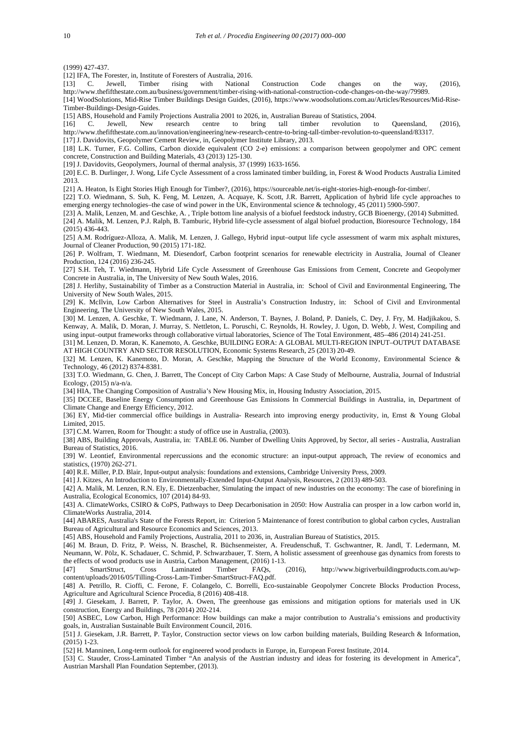(1999) 427-437.

[12] IFA, The Forester, in, Institute of Foresters of Australia, 2016.

[13] C. Jewell, Timber rising with National Construction Code changes on the way, (2016), http://www.thefifthestate.com.au/business/government/timber-rising-with-national-construction-code-changes-on-the-way/79989.

[14] WoodSolutions, Mid-Rise Timber Buildings Design Guides, (2016), https://www.woodsolutions.com.au/Articles/Resources/Mid-Rise-Timber-Buildings-Design-Guides.

[15] ABS, Household and Family Projections Australia 2001 to 2026, in, Australian Bureau of Statistics, 2004.

[16] C. Jewell, New research centre to bring tall timber revolution to Queensland, (2016), http://www.thefifthestate.com.au/innovation/engineering/new-research-centre-to-bring-tall-timber-revolution-to-queensland/83317.

[17] J. Davidovits, Geopolymer Cement Review, in, Geopolymer Institute Library, 2013.

[18] L.K. Turner, F.G. Collins, Carbon dioxide equivalent (CO 2-e) emissions: a comparison between geopolymer and OPC cement concrete, Construction and Building Materials, 43 (2013) 125-130.

[19] J. Davidovits, Geopolymers, Journal of thermal analysis, 37 (1999) 1633-1656.

[20] E.C. B. Durlinger, J. Wong, Life Cycle Assessment of a cross laminated timber building, in, Forest & Wood Products Australia Limited 2013.

[21] A. Heaton, Is Eight Stories High Enough for Timber?, (2016), https://sourceable.net/is-eight-stories-high-enough-for-timber/.

[22] T.O. Wiedmann, S. Suh, K. Feng, M. Lenzen, A. Acquaye, K. Scott, J.R. Barrett, Application of hybrid life cycle approaches to emerging energy technologies–the case of wind power in the UK, Environmental science & technology, 45 (2011) 5900-5907.

[23] A. Malik, Lenzen, M. and Geschke, A. , Triple bottom line analysis of a biofuel feedstock industry, GCB Bioenergy, (2014) Submitted.

[24] A. Malik, M. Lenzen, P.J. Ralph, B. Tamburic, Hybrid life-cycle assessment of algal biofuel production, Bioresource Technology, 184 (2015) 436-443.

[25] A.M. Rodríguez-Alloza, A. Malik, M. Lenzen, J. Gallego, Hybrid input–output life cycle assessment of warm mix asphalt mixtures, Journal of Cleaner Production, 90 (2015) 171-182.

[26] P. Wolfram, T. Wiedmann, M. Diesendorf, Carbon footprint scenarios for renewable electricity in Australia, Journal of Cleaner Production, 124 (2016) 236-245.

[27] S.H. Teh, T. Wiedmann, Hybrid Life Cycle Assessment of Greenhouse Gas Emissions from Cement, Concrete and Geopolymer Concrete in Australia, in, The University of New South Wales, 2016.

[28] J. Herlihy, Sustainability of Timber as a Construction Material in Australia, in: School of Civil and Environmental Engineering, The University of New South Wales, 2015.

[29] K. McIlvin, Low Carbon Alternatives for Steel in Australia's Construction Industry, in: School of Civil and Environmental Engineering, The University of New South Wales, 2015.

[30] M. Lenzen, A. Geschke, T. Wiedmann, J. Lane, N. Anderson, T. Baynes, J. Boland, P. Daniels, C. Dey, J. Fry, M. Hadjikakou, S. Kenway, A. Malik, D. Moran, J. Murray, S. Nettleton, L. Poruschi, C. Reynolds, H. Rowley, J. Ugon, D. Webb, J. West, Compiling and using input–output frameworks through collaborative virtual laboratories, Science of The Total Environment, 485–486 (2014) 241-251.

[31] M. Lenzen, D. Moran, K. Kanemoto, A. Geschke, BUILDING EORA: A GLOBAL MULTI-REGION INPUT–OUTPUT DATABASE AT HIGH COUNTRY AND SECTOR RESOLUTION, Economic Systems Research, 25 (2013) 20-49.

[32] M. Lenzen, K. Kanemoto, D. Moran, A. Geschke, Mapping the Structure of the World Economy, Environmental Science & Technology, 46 (2012) 8374-8381.

[33] T.O. Wiedmann, G. Chen, J. Barrett, The Concept of City Carbon Maps: A Case Study of Melbourne, Australia, Journal of Industrial Ecology, (2015) n/a-n/a.

[34] HIA, The Changing Composition of Australia's New Housing Mix, in, Housing Industry Association, 2015.

[35] DCCEE, Baseline Energy Consumption and Greenhouse Gas Emissions In Commercial Buildings in Australia, in, Department of Climate Change and Energy Efficiency, 2012.

[36] EY, Mid-tier commercial office buildings in Australia- Research into improving energy productivity, in, Ernst & Young Global Limited, 2015.

[37] C.M. Warren, Room for Thought: a study of office use in Australia, (2003).

[38] ABS, Building Approvals, Australia, in: TABLE 06. Number of Dwelling Units Approved, by Sector, all series - Australia, Australian Bureau of Statistics, 2016.

[39] W. Leontief, Environmental repercussions and the economic structure: an input-output approach, The review of economics and statistics, (1970) 262-271.

[40] R.E. Miller, P.D. Blair, Input-output analysis: foundations and extensions, Cambridge University Press, 2009.

[41] J. Kitzes, An Introduction to Environmentally-Extended Input-Output Analysis, Resources, 2 (2013) 489-503.

[42] A. Malik, M. Lenzen, R.N. Ely, E. Dietzenbacher, Simulating the impact of new industries on the economy: The case of biorefining in Australia, Ecological Economics, 107 (2014) 84-93.

[43] A. ClimateWorks, CSIRO & CoPS, Pathways to Deep Decarbonisation in 2050: How Australia can prosper in a low carbon world in, ClimateWorks Australia, 2014.

[44] ABARES, Australia's State of the Forests Report, in: Criterion 5 Maintenance of forest contribution to global carbon cycles, Australian Bureau of Agricultural and Resource Economics and Sciences, 2013.

[45] ABS, Household and Family Projections, Australia, 2011 to 2036, in, Australian Bureau of Statistics, 2015.

[46] M. Braun, D. Fritz, P. Weiss, N. Braschel, R. Büchsenmeister, A. Freudenschuß, T. Gschwantner, R. Jandl, T. Ledermann, M. Neumann, W. Pölz, K. Schadauer, C. Schmid, P. Schwarzbauer, T. Stern, A holistic assessment of greenhouse gas dynamics from forests to the effects of wood products use in Austria, Carbon Management, (2016) 1-13.

[47] SmartStruct, Cross Laminated Timber FAQs, (2016), http://www.bigriverbuildingproducts.com.au/wp-content/uploads/2016/05/Tilling-Cross-Lam-Timber-SmartStruct-FAQ.pdf.

[48] A. Petrillo, R. Cioffi, C. Ferone, F. Colangelo, C. Borrelli, Eco-sustainable Geopolymer Concrete Blocks Production Process, Agriculture and Agricultural Science Procedia, 8 (2016) 408-418.

[49] J. Giesekam, J. Barrett, P. Taylor, A. Owen, The greenhouse gas emissions and mitigation options for materials used in UK construction, Energy and Buildings, 78 (2014) 202-214.

[50] ASBEC, Low Carbon, High Performance: How buildings can make a major contribution to Australia's emissions and productivity goals, in, Australian Sustainable Built Environment Council, 2016.

[51] J. Giesekam, J.R. Barrett, P. Taylor, Construction sector views on low carbon building materials, Building Research & Information, (2015) 1-23.

[52] H. Manninen, Long-term outlook for engineered wood products in Europe, in, European Forest Institute, 2014.

[53] C. Stauder, Cross-Laminated Timber "An analysis of the Austrian industry and ideas for fostering its development in America", Austrian Marshall Plan Foundation September, (2013).